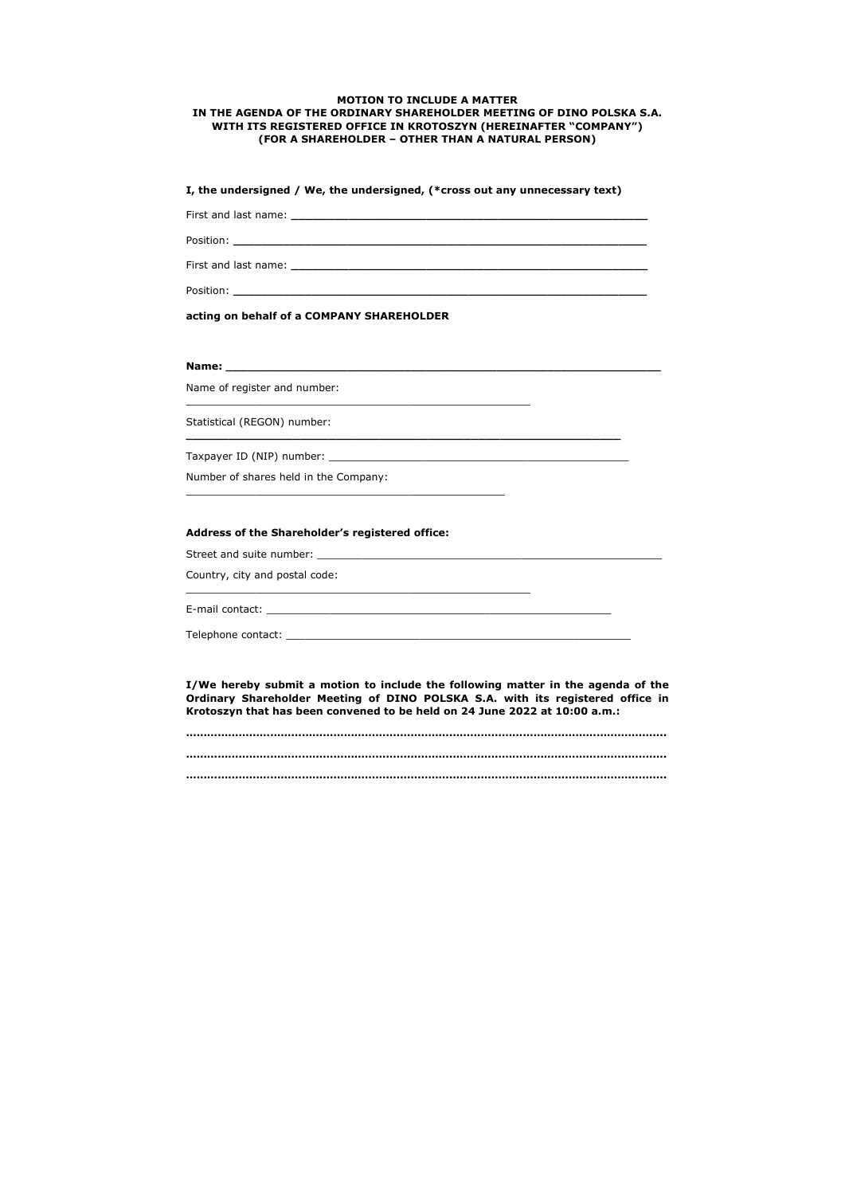**MOTION TO INCLUDE A MATTER**
**IN THE AGENDA OF THE ORDINARY SHAREHOLDER MEETING OF DINO POLSKA S.A.**
**WITH ITS REGISTERED OFFICE IN KROTOSZYN (HEREINAFTER "COMPANY")**
**(FOR A SHAREHOLDER – OTHER THAN A NATURAL PERSON)**

**I, the undersigned / We, the undersigned, (*cross out any unnecessary text)**

First and last name: ________________________________________________

Position: ________________________________________________

First and last name: ________________________________________________

Position: ________________________________________________

**acting on behalf of a COMPANY SHAREHOLDER**

**Name: ________________________________________________**

Name of register and number: ________________________________________________

Statistical (REGON) number: ________________________________________________

Taxpayer ID (NIP) number: ________________________________________________

Number of shares held in the Company: ________________________________________________

**Address of the Shareholder's registered office:**

Street and suite number: ________________________________________________

Country, city and postal code: ________________________________________________

E-mail contact: ________________________________________________

Telephone contact: ________________________________________________

**I/We hereby submit a motion to include the following matter in the agenda of the Ordinary Shareholder Meeting of DINO POLSKA S.A. with its registered office in Krotoszyn that has been convened to be held on 24 June 2022 at 10:00 a.m.:**

**……………………………………………………………………………………………………………**

**……………………………………………………………………………………………………………**

**……………………………………………………………………………………………………………**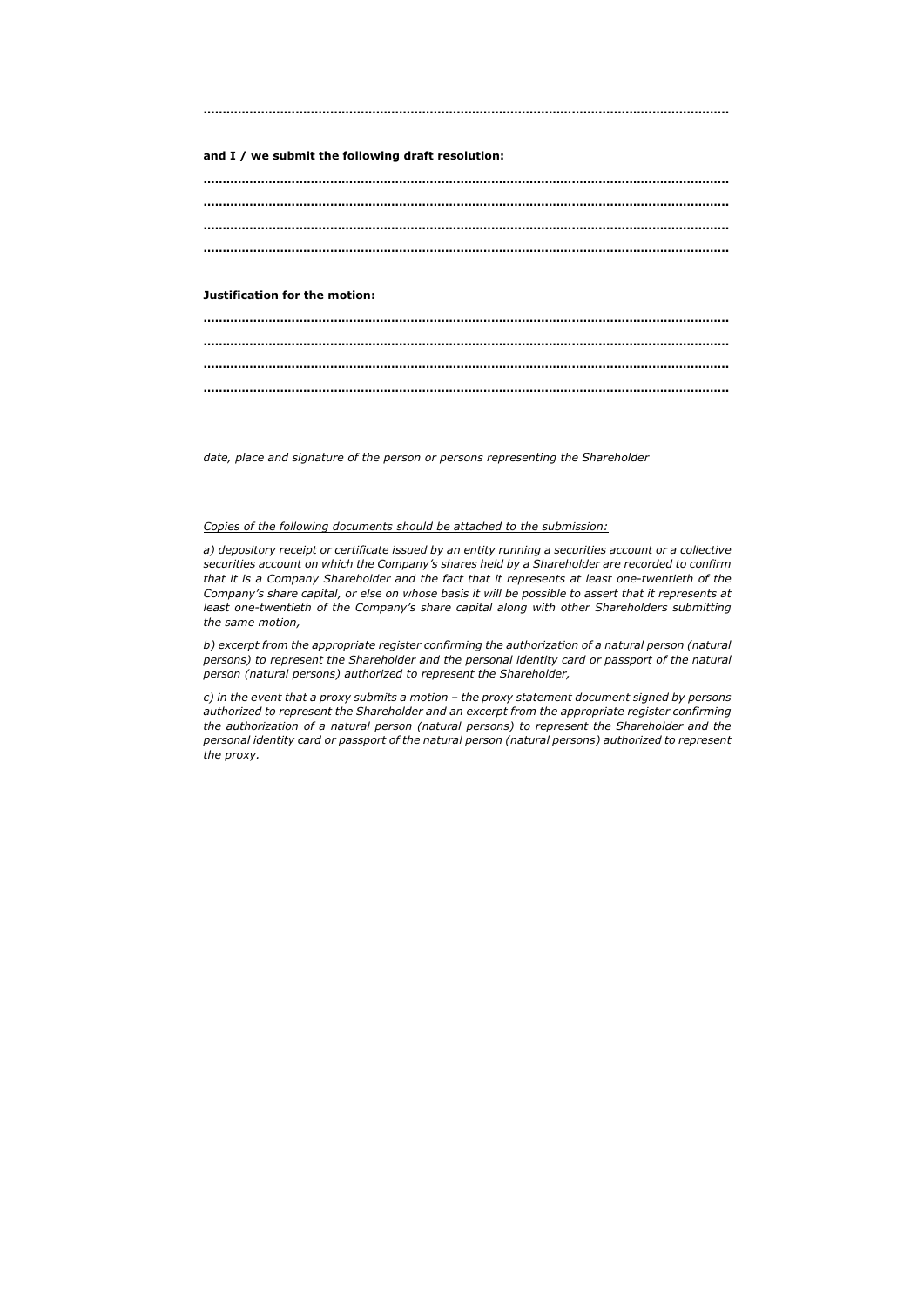……………………………………………………………………………………………………………………

**and I / we submit the following draft resolution:**

……………………………………………………………………………………………………………………
……………………………………………………………………………………………………………………
……………………………………………………………………………………………………………………
……………………………………………………………………………………………………………………

**Justification for the motion:**

……………………………………………………………………………………………………………………
……………………………………………………………………………………………………………………
……………………………………………………………………………………………………………………
……………………………………………………………………………………………………………………

_______________________________________________

*date, place and signature of the person or persons representing the Shareholder*

*<u>Copies of the following documents should be attached to the submission:</u>*

*a) depository receipt or certificate issued by an entity running a securities account or a collective securities account on which the Company's shares held by a Shareholder are recorded to confirm that it is a Company Shareholder and the fact that it represents at least one-twentieth of the Company's share capital, or else on whose basis it will be possible to assert that it represents at least one-twentieth of the Company's share capital along with other Shareholders submitting the same motion,*

*b) excerpt from the appropriate register confirming the authorization of a natural person (natural persons) to represent the Shareholder and the personal identity card or passport of the natural person (natural persons) authorized to represent the Shareholder,*

*c) in the event that a proxy submits a motion – the proxy statement document signed by persons authorized to represent the Shareholder and an excerpt from the appropriate register confirming the authorization of a natural person (natural persons) to represent the Shareholder and the personal identity card or passport of the natural person (natural persons) authorized to represent the proxy.*